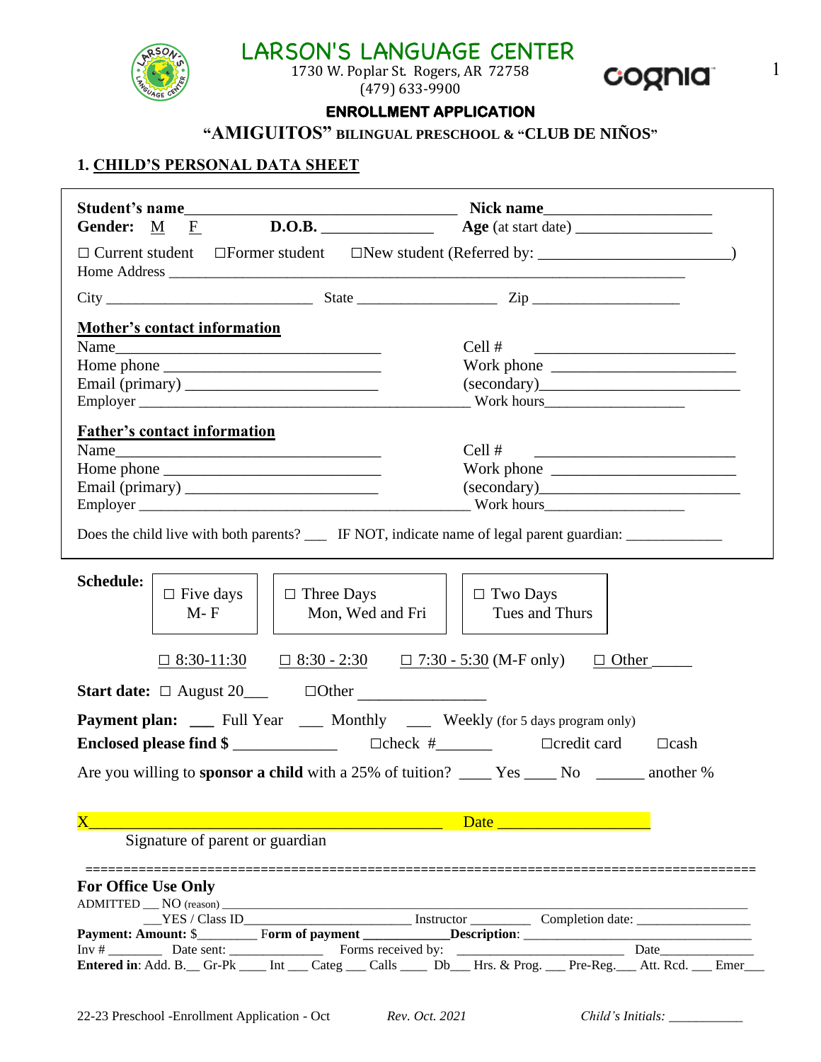# LARSON'S LANGUAGE CENTER

1730 W. Poplar St. Rogers, AR 72758
(479) 633-9900

cognia

## ENROLLMENT APPLICATION

### "AMIGUITOS" BILINGUAL PRESCHOOL & "CLUB DE NIÑOS"

## 1. CHILD'S PERSONAL DATA SHEET

**Student's name**\_\_\_\_\_\_\_\_\_\_\_\_\_\_\_\_\_\_\_\_\_\_\_\_\_\_\_\_\_\_\_\_\_\_ **Nick name**\_\_\_\_\_\_\_\_\_\_\_\_\_\_\_\_\_\_\_\_\_

**Gender:** M F **D.O.B.** \_\_\_\_\_\_\_\_\_\_\_\_\_\_ **Age** (at start date) \_\_\_\_\_\_\_\_\_\_\_\_\_\_\_\_\_\_

☐ Current student ☐Former student ☐New student (Referred by: \_\_\_\_\_\_\_\_\_\_\_\_\_\_\_\_\_\_\_\_\_\_\_\_)

Home Address \_\_\_\_\_\_\_\_\_\_\_\_\_\_\_\_\_\_\_\_\_\_\_\_\_\_\_\_\_\_\_\_\_\_\_\_\_\_\_\_\_\_\_\_\_\_\_\_\_\_\_\_\_\_\_\_\_\_

City \_\_\_\_\_\_\_\_\_\_\_\_\_\_\_\_\_\_\_\_\_\_\_\_\_\_ State \_\_\_\_\_\_\_\_\_\_\_\_\_\_\_\_\_\_ Zip \_\_\_\_\_\_\_\_\_\_\_\_\_\_\_\_\_\_\_

**Mother's contact information**

Name\_\_\_\_\_\_\_\_\_\_\_\_\_\_\_\_\_\_\_\_\_\_\_\_\_\_\_\_\_\_\_\_\_\_ Cell # \_\_\_\_\_\_\_\_\_\_\_\_\_\_\_\_\_\_\_\_\_\_\_\_\_\_

Home phone \_\_\_\_\_\_\_\_\_\_\_\_\_\_\_\_\_\_\_\_\_\_\_\_\_\_\_ Work phone \_\_\_\_\_\_\_\_\_\_\_\_\_\_\_\_\_\_\_\_\_\_\_\_

Email (primary) \_\_\_\_\_\_\_\_\_\_\_\_\_\_\_\_\_\_\_\_\_\_\_\_ (secondary)\_\_\_\_\_\_\_\_\_\_\_\_\_\_\_\_\_\_\_\_\_\_\_\_\_\_

Employer \_\_\_\_\_\_\_\_\_\_\_\_\_\_\_\_\_\_\_\_\_\_\_\_\_\_\_\_\_\_\_\_\_\_\_\_\_\_\_\_\_\_\_\_ Work hours\_\_\_\_\_\_\_\_\_\_\_\_\_\_\_\_\_\_\_

**Father's contact information**

Name\_\_\_\_\_\_\_\_\_\_\_\_\_\_\_\_\_\_\_\_\_\_\_\_\_\_\_\_\_\_\_\_\_\_ Cell # \_\_\_\_\_\_\_\_\_\_\_\_\_\_\_\_\_\_\_\_\_\_\_\_\_\_

Home phone \_\_\_\_\_\_\_\_\_\_\_\_\_\_\_\_\_\_\_\_\_\_\_\_\_\_\_ Work phone \_\_\_\_\_\_\_\_\_\_\_\_\_\_\_\_\_\_\_\_\_\_\_\_

Email (primary) \_\_\_\_\_\_\_\_\_\_\_\_\_\_\_\_\_\_\_\_\_\_\_\_ (secondary)\_\_\_\_\_\_\_\_\_\_\_\_\_\_\_\_\_\_\_\_\_\_\_\_\_\_

Employer \_\_\_\_\_\_\_\_\_\_\_\_\_\_\_\_\_\_\_\_\_\_\_\_\_\_\_\_\_\_\_\_\_\_\_\_\_\_\_\_\_\_\_\_ Work hours\_\_\_\_\_\_\_\_\_\_\_\_\_\_\_\_\_\_\_

Does the child live with both parents? \_\_\_ IF NOT, indicate name of legal parent guardian: \_\_\_\_\_\_\_\_\_\_\_\_\_

**Schedule:**

| ☐ Five days M- F | ☐ Three Days Mon, Wed and Fri | ☐ Two Days Tues and Thurs |
|---|---|---|

☐ 8:30-11:30 ☐ 8:30 - 2:30 ☐ 7:30 - 5:30 (M-F only) ☐ Other \_\_\_\_\_

**Start date:** ☐ August 20\_\_\_ ☐Other \_\_\_\_\_\_\_\_\_\_\_\_\_\_\_\_

**Payment plan:** \_\_\_ Full Year \_\_\_ Monthly \_\_\_ Weekly (for 5 days program only)

**Enclosed please find $** \_\_\_\_\_\_\_\_\_\_\_\_\_ ☐check #\_\_\_\_\_\_\_ ☐credit card ☐cash

Are you willing to **sponsor a child** with a 25% of tuition? \_\_\_\_ Yes \_\_\_\_ No \_\_\_\_\_\_ another %

X\_\_\_\_\_\_\_\_\_\_\_\_\_\_\_\_\_\_\_\_\_\_\_\_\_\_\_\_\_\_\_\_\_\_\_\_\_\_\_\_\_\_\_\_\_\_\_\_ Date \_\_\_\_\_\_\_\_\_\_\_\_\_\_\_\_\_\_\_

Signature of parent or guardian

---

**For Office Use Only**

ADMITTED \_\_ NO (reason) \_\_\_\_\_\_\_\_\_\_\_\_\_\_\_\_\_\_\_\_\_\_\_\_\_\_\_\_\_\_\_\_\_\_\_\_\_\_\_\_\_\_\_\_\_\_\_\_\_\_\_\_\_\_\_\_\_\_\_\_

\_\_YES / Class ID\_\_\_\_\_\_\_\_\_\_\_\_\_\_\_\_\_\_\_\_\_\_\_\_ Instructor \_\_\_\_\_\_\_\_\_ Completion date: \_\_\_\_\_\_\_\_\_\_\_\_\_\_\_\_\_

**Payment: Amount:** $\_\_\_\_\_\_\_\_ **Form of payment** \_\_\_\_\_\_\_\_\_\_\_\_\_**Description**: \_\_\_\_\_\_\_\_\_\_\_\_\_\_\_\_\_\_\_\_\_\_\_\_\_\_\_\_\_\_\_\_\_\_

Inv # \_\_\_\_\_\_\_\_ Date sent: \_\_\_\_\_\_\_\_\_\_\_\_\_\_ Forms received by: \_\_\_\_\_\_\_\_\_\_\_\_\_\_\_\_\_\_\_\_\_\_\_\_\_ Date\_\_\_\_\_\_\_\_\_\_\_\_\_\_

**Entered in**: Add. B.\_\_ Gr-Pk \_\_\_\_ Int \_\_\_ Categ \_\_\_ Calls \_\_\_\_ Db\_\_\_ Hrs. & Prog. \_\_\_ Pre-Reg.\_\_\_ Att. Rcd. \_\_\_ Emer\_\_\_

22-23 Preschool -Enrollment Application - Oct *Rev. Oct. 2021* *Child's Initials:* \_\_\_\_\_\_\_\_\_\_\_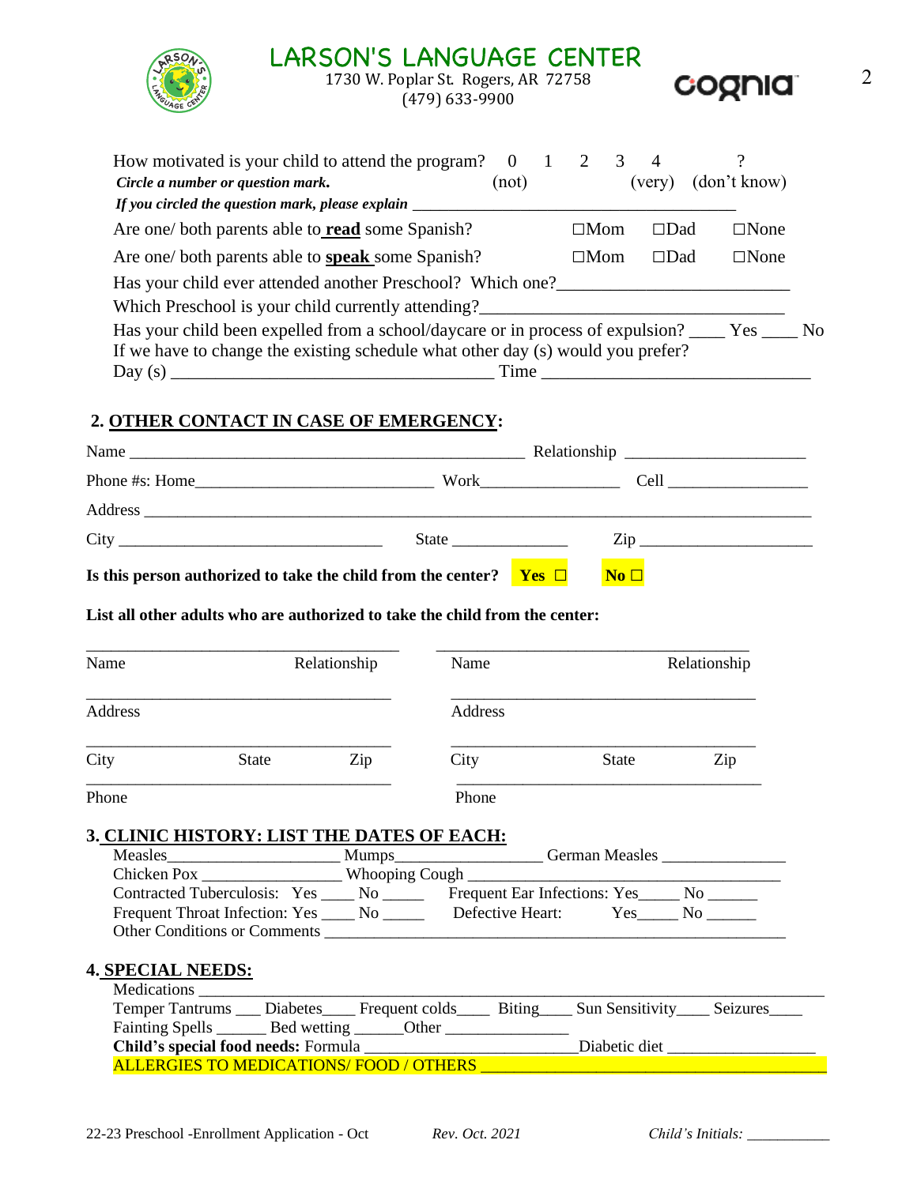# LARSON'S LANGUAGE CENTER

1730 W. Poplar St. Rogers, AR 72758
(479) 633-9900

How motivated is your child to attend the program? 0 (not) 1 2 3 4 (very) ? (don't know)
***Circle a number or question mark.***
***If you circled the question mark, please explain*** ______________________________________

Are one/ both parents able to **read** some Spanish? ☐Mom ☐Dad ☐None

Are one/ both parents able to **speak** some Spanish? ☐Mom ☐Dad ☐None

Has your child ever attended another Preschool? Which one?__________________________

Which Preschool is your child currently attending?______________________________

Has your child been expelled from a school/daycare or in process of expulsion? ____ Yes ____ No

If we have to change the existing schedule what other day (s) would you prefer?
Day (s) _____________________________________ Time _______________________________

## 2. OTHER CONTACT IN CASE OF EMERGENCY:

Name _______________________________________________ Relationship ____________________

Phone #s: Home___________________________ Work________________ Cell ________________

Address _____________________________________________________________________________

City ______________________________ State ______________ Zip ____________________

**Is this person authorized to take the child from the center? Yes ☐ No ☐**

**List all other adults who are authorized to take the child from the center:**

| | |
|---|---|
| Name _______ Relationship _______ | Name _______ Relationship _______ |
| Address _______ | Address _______ |
| City _______ State _______ Zip _______ | City _______ State _______ Zip _______ |
| Phone _______ | Phone _______ |

## 3. CLINIC HISTORY: LIST THE DATES OF EACH:

Measles____________________ Mumps_________________ German Measles _______________

Chicken Pox ________________ Whooping Cough ________________________________________

Contracted Tuberculosis: Yes ____ No _____ Frequent Ear Infections: Yes_____ No ______

Frequent Throat Infection: Yes ____ No _____ Defective Heart: Yes_____ No ______

Other Conditions or Comments __________________________________________________________

## 4. SPECIAL NEEDS:

Medications _______________________________________________________________________________

Temper Tantrums ___ Diabetes____ Frequent colds____ Biting____ Sun Sensitivity____ Seizures____

Fainting Spells ______ Bed wetting ______Other _______________

**Child's special food needs:** Formula _________________________Diabetic diet __________________

ALLERGIES TO MEDICATIONS/ FOOD / OTHERS ________________________________________

22-23 Preschool -Enrollment Application - Oct *Rev. Oct. 2021* *Child's Initials:* ___________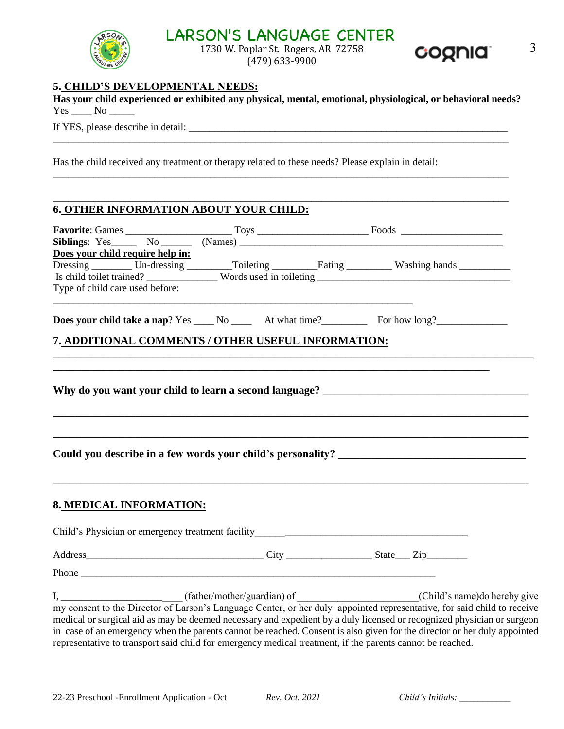# LARSON'S LANGUAGE CENTER

1730 W. Poplar St. Rogers, AR 72758
(479) 633-9900

## 5. CHILD'S DEVELOPMENTAL NEEDS:

**Has your child experienced or exhibited any physical, mental, emotional, physiological, or behavioral needs?**
Yes ____ No _____

If YES, please describe in detail: ___________________________________________________________________

_____________________________________________________________________________________________

Has the child received any treatment or therapy related to these needs? Please explain in detail:

_____________________________________________________________________________________________

_____________________________________________________________________________________________

## 6. OTHER INFORMATION ABOUT YOUR CHILD:

**Favorite**: Games ____________________ Toys _____________________ Foods ___________________
**Siblings**: Yes_____ No ______ (Names) ______________________________________________________
**Does your child require help in:**
Dressing ________ Un-dressing _________Toileting _________Eating _________ Washing hands __________
Is child toilet trained? _____________ Words used in toileting ______________________________________
Type of child care used before:

____________________________________________________________________

**Does your child take a nap**? Yes ____ No ____ At what time?_________ For how long?_____________

## 7. ADDITIONAL COMMENTS / OTHER USEFUL INFORMATION:

_____________________________________________________________________________________________

_____________________________________________________________________________________

**Why do you want your child to learn a second language?** ______________________________________

_____________________________________________________________________________________________

_____________________________________________________________________________________________

**Could you describe in a few words your child's personality?** __________________________________

_____________________________________________________________________________________________

## 8. MEDICAL INFORMATION:

Child's Physician or emergency treatment facility______________________________________________

Address__________________________________ City ________________ State___ Zip________

Phone ____________________________________________________________________

I, _________________________ (father/mother/guardian) of _______________________(Child's name)do hereby give my consent to the Director of Larson's Language Center, or her duly appointed representative, for said child to receive medical or surgical aid as may be deemed necessary and expedient by a duly licensed or recognized physician or surgeon in case of an emergency when the parents cannot be reached. Consent is also given for the director or her duly appointed representative to transport said child for emergency medical treatment, if the parents cannot be reached.

22-23 Preschool -Enrollment Application - Oct *Rev. Oct. 2021* *Child's Initials:* ___________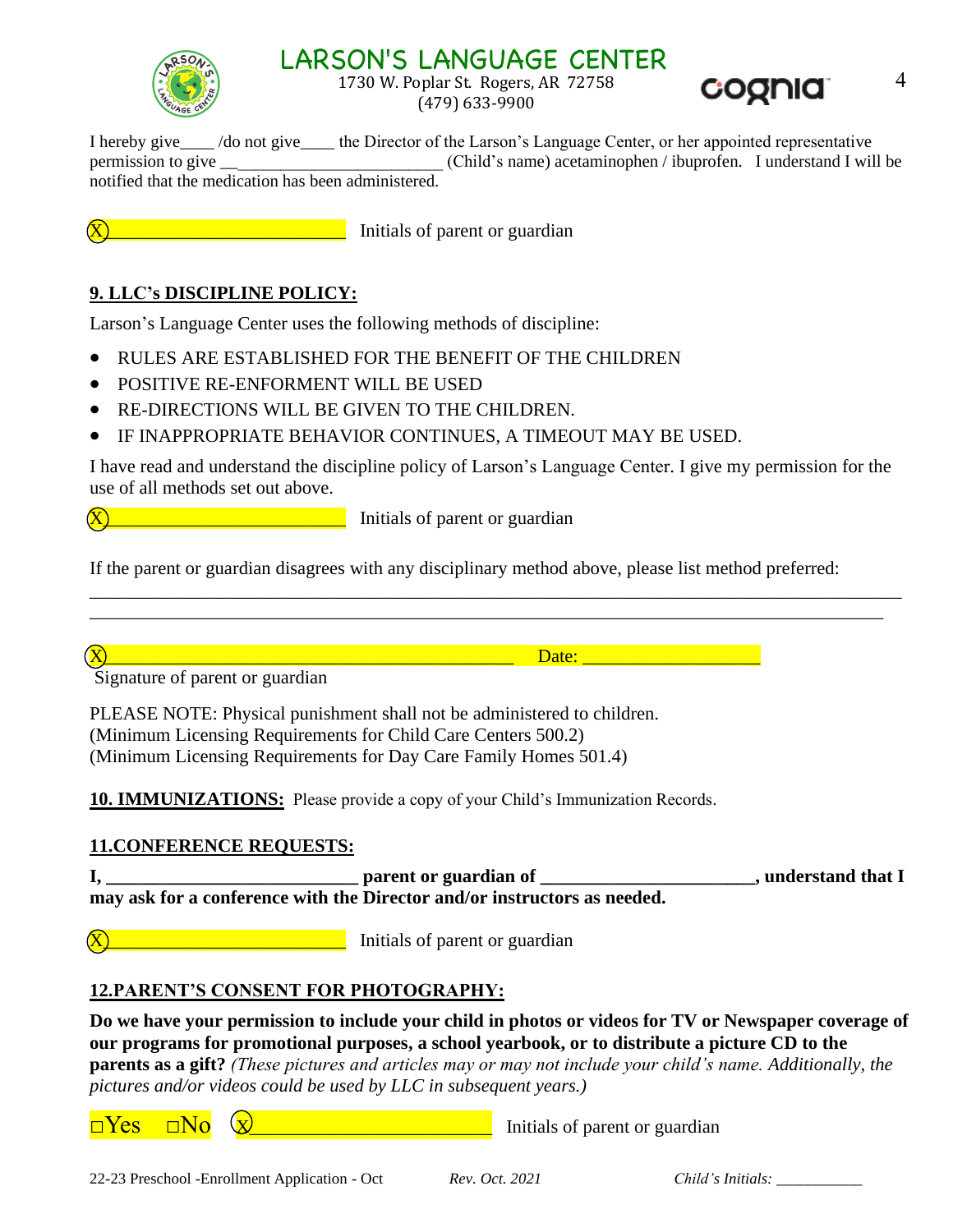# LARSON'S LANGUAGE CENTER

1730 W. Poplar St. Rogers, AR 72758
(479) 633-9900

I hereby give____ /do not give____ the Director of the Larson's Language Center, or her appointed representative permission to give __________________________ (Child's name) acetaminophen / ibuprofen. I understand I will be notified that the medication has been administered.

Ⓧ_________________________ Initials of parent or guardian

## 9. LLC's DISCIPLINE POLICY:

Larson's Language Center uses the following methods of discipline:

- RULES ARE ESTABLISHED FOR THE BENEFIT OF THE CHILDREN
- POSITIVE RE-ENFORMENT WILL BE USED
- RE-DIRECTIONS WILL BE GIVEN TO THE CHILDREN.
- IF INAPPROPRIATE BEHAVIOR CONTINUES, A TIMEOUT MAY BE USED.

I have read and understand the discipline policy of Larson's Language Center. I give my permission for the use of all methods set out above.

Ⓧ_________________________ Initials of parent or guardian

If the parent or guardian disagrees with any disciplinary method above, please list method preferred:

____________________________________________________________________________________

____________________________________________________________________________________

Ⓧ______________________________________________ Date: ___________________

Signature of parent or guardian

PLEASE NOTE: Physical punishment shall not be administered to children.
(Minimum Licensing Requirements for Child Care Centers 500.2)
(Minimum Licensing Requirements for Day Care Family Homes 501.4)

**10. IMMUNIZATIONS:** Please provide a copy of your Child's Immunization Records.

## 11.CONFERENCE REQUESTS:

**I, ___________________________ parent or guardian of _______________________, understand that I may ask for a conference with the Director and/or instructors as needed.**

Ⓧ_________________________ Initials of parent or guardian

## 12.PARENT'S CONSENT FOR PHOTOGRAPHY:

**Do we have your permission to include your child in photos or videos for TV or Newspaper coverage of our programs for promotional purposes, a school yearbook, or to distribute a picture CD to the parents as a gift?** *(These pictures and articles may or may not include your child's name. Additionally, the pictures and/or videos could be used by LLC in subsequent years.)*

□Yes □No ⓧ_________________________ Initials of parent or guardian

22-23 Preschool -Enrollment Application - Oct *Rev. Oct. 2021* *Child's Initials:* ___________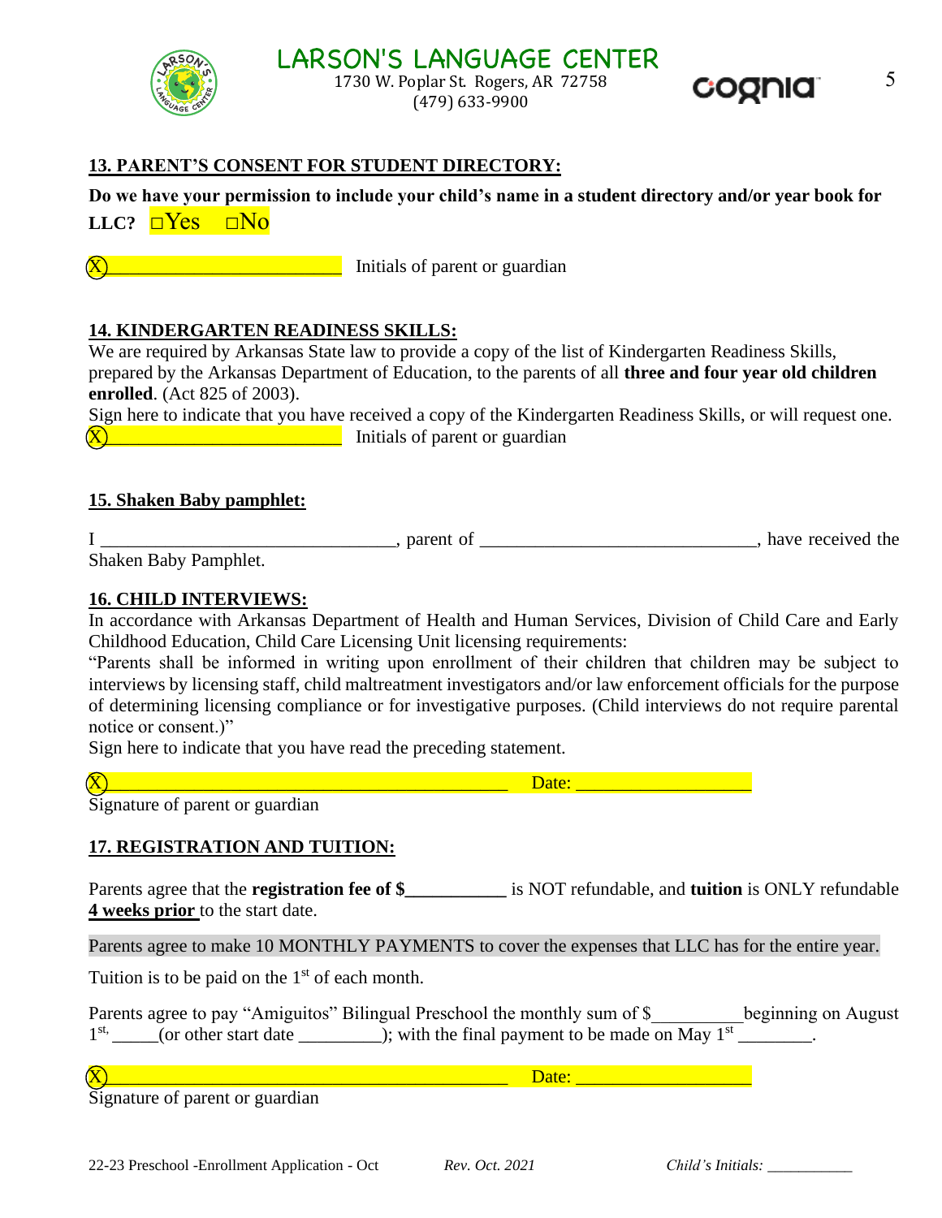## 13. PARENT'S CONSENT FOR STUDENT DIRECTORY:

**Do we have your permission to include your child's name in a student directory and/or year book for LLC?** □Yes □No

X________________________ Initials of parent or guardian

## 14. KINDERGARTEN READINESS SKILLS:

We are required by Arkansas State law to provide a copy of the list of Kindergarten Readiness Skills, prepared by the Arkansas Department of Education, to the parents of all **three and four year old children enrolled**. (Act 825 of 2003).

Sign here to indicate that you have received a copy of the Kindergarten Readiness Skills, or will request one.

X________________________ Initials of parent or guardian

## 15. Shaken Baby pamphlet:

I ______________________________, parent of ____________________________, have received the Shaken Baby Pamphlet.

## 16. CHILD INTERVIEWS:

In accordance with Arkansas Department of Health and Human Services, Division of Child Care and Early Childhood Education, Child Care Licensing Unit licensing requirements:

"Parents shall be informed in writing upon enrollment of their children that children may be subject to interviews by licensing staff, child maltreatment investigators and/or law enforcement officials for the purpose of determining licensing compliance or for investigative purposes. (Child interviews do not require parental notice or consent.)"

Sign here to indicate that you have read the preceding statement.

X____________________________________________ Date: __________________

Signature of parent or guardian

## 17. REGISTRATION AND TUITION:

Parents agree that the **registration fee of $__________** is NOT refundable, and **tuition** is ONLY refundable **4 weeks prior** to the start date.

Parents agree to make 10 MONTHLY PAYMENTS to cover the expenses that LLC has for the entire year.

Tuition is to be paid on the 1st of each month.

Parents agree to pay "Amiguitos" Bilingual Preschool the monthly sum of $_________beginning on August 1st, _____(or other start date _________); with the final payment to be made on May 1st ________.

X____________________________________________ Date: __________________

Signature of parent or guardian

22-23 Preschool -Enrollment Application - Oct *Rev. Oct. 2021* *Child's Initials:* __________